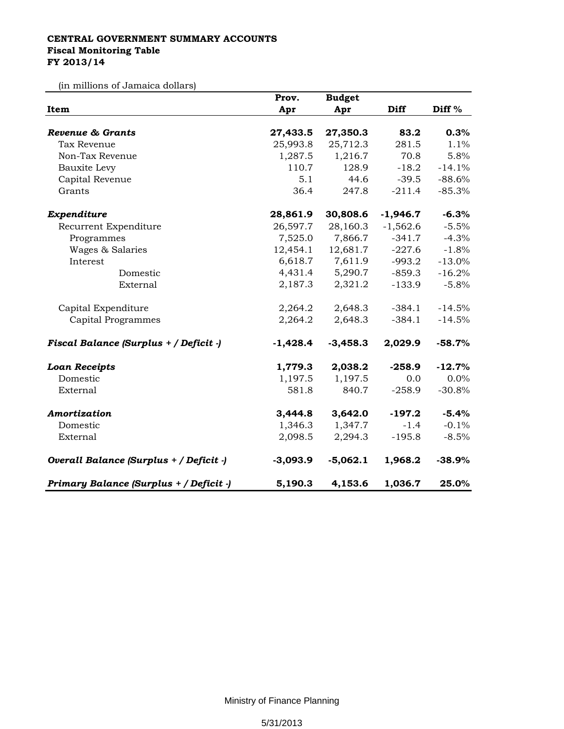**CENTRAL GOVERNMENT SUMMARY ACCOUNTS**
**Fiscal Monitoring Table**
**FY 2013/14**

(in millions of Jamaica dollars)

| Item | Prov. Apr | Budget Apr | Diff | Diff % |
|---|---|---|---|---|
| ***Revenue & Grants*** | **27,433.5** | **27,350.3** | **83.2** | **0.3%** |
| Tax Revenue | 25,993.8 | 25,712.3 | 281.5 | 1.1% |
| Non-Tax Revenue | 1,287.5 | 1,216.7 | 70.8 | 5.8% |
| Bauxite Levy | 110.7 | 128.9 | -18.2 | -14.1% |
| Capital Revenue | 5.1 | 44.6 | -39.5 | -88.6% |
| Grants | 36.4 | 247.8 | -211.4 | -85.3% |
| ***Expenditure*** | **28,861.9** | **30,808.6** | **-1,946.7** | **-6.3%** |
| Recurrent Expenditure | 26,597.7 | 28,160.3 | -1,562.6 | -5.5% |
| Programmes | 7,525.0 | 7,866.7 | -341.7 | -4.3% |
| Wages & Salaries | 12,454.1 | 12,681.7 | -227.6 | -1.8% |
| Interest | 6,618.7 | 7,611.9 | -993.2 | -13.0% |
| Domestic | 4,431.4 | 5,290.7 | -859.3 | -16.2% |
| External | 2,187.3 | 2,321.2 | -133.9 | -5.8% |
| Capital Expenditure | 2,264.2 | 2,648.3 | -384.1 | -14.5% |
| Capital Programmes | 2,264.2 | 2,648.3 | -384.1 | -14.5% |
| ***Fiscal Balance (Surplus + / Deficit -)*** | **-1,428.4** | **-3,458.3** | **2,029.9** | **-58.7%** |
| ***Loan Receipts*** | **1,779.3** | **2,038.2** | **-258.9** | **-12.7%** |
| Domestic | 1,197.5 | 1,197.5 | 0.0 | 0.0% |
| External | 581.8 | 840.7 | -258.9 | -30.8% |
| ***Amortization*** | **3,444.8** | **3,642.0** | **-197.2** | **-5.4%** |
| Domestic | 1,346.3 | 1,347.7 | -1.4 | -0.1% |
| External | 2,098.5 | 2,294.3 | -195.8 | -8.5% |
| ***Overall Balance (Surplus + / Deficit -)*** | **-3,093.9** | **-5,062.1** | **1,968.2** | **-38.9%** |
| ***Primary Balance (Surplus + / Deficit -)*** | **5,190.3** | **4,153.6** | **1,036.7** | **25.0%** |

Ministry of Finance Planning

5/31/2013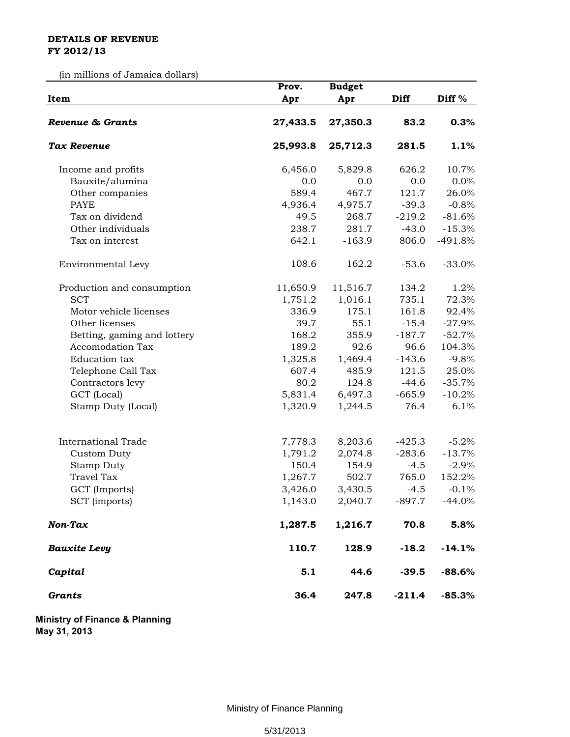**DETAILS OF REVENUE**
**FY 2012/13**

(in millions of Jamaica dollars)

| Item | Prov. Apr | Budget Apr | Diff | Diff % |
|---|---|---|---|---|
| ***Revenue & Grants*** | **27,433.5** | **27,350.3** | **83.2** | **0.3%** |
| ***Tax Revenue*** | **25,993.8** | **25,712.3** | **281.5** | **1.1%** |
| Income and profits | 6,456.0 | 5,829.8 | 626.2 | 10.7% |
| Bauxite/alumina | 0.0 | 0.0 | 0.0 | 0.0% |
| Other companies | 589.4 | 467.7 | 121.7 | 26.0% |
| PAYE | 4,936.4 | 4,975.7 | -39.3 | -0.8% |
| Tax on dividend | 49.5 | 268.7 | -219.2 | -81.6% |
| Other individuals | 238.7 | 281.7 | -43.0 | -15.3% |
| Tax on interest | 642.1 | -163.9 | 806.0 | -491.8% |
| Environmental Levy | 108.6 | 162.2 | -53.6 | -33.0% |
| Production and consumption | 11,650.9 | 11,516.7 | 134.2 | 1.2% |
| SCT | 1,751.2 | 1,016.1 | 735.1 | 72.3% |
| Motor vehicle licenses | 336.9 | 175.1 | 161.8 | 92.4% |
| Other licenses | 39.7 | 55.1 | -15.4 | -27.9% |
| Betting, gaming and lottery | 168.2 | 355.9 | -187.7 | -52.7% |
| Accomodation Tax | 189.2 | 92.6 | 96.6 | 104.3% |
| Education tax | 1,325.8 | 1,469.4 | -143.6 | -9.8% |
| Telephone Call Tax | 607.4 | 485.9 | 121.5 | 25.0% |
| Contractors levy | 80.2 | 124.8 | -44.6 | -35.7% |
| GCT (Local) | 5,831.4 | 6,497.3 | -665.9 | -10.2% |
| Stamp Duty (Local) | 1,320.9 | 1,244.5 | 76.4 | 6.1% |
| International Trade | 7,778.3 | 8,203.6 | -425.3 | -5.2% |
| Custom Duty | 1,791.2 | 2,074.8 | -283.6 | -13.7% |
| Stamp Duty | 150.4 | 154.9 | -4.5 | -2.9% |
| Travel Tax | 1,267.7 | 502.7 | 765.0 | 152.2% |
| GCT (Imports) | 3,426.0 | 3,430.5 | -4.5 | -0.1% |
| SCT (imports) | 1,143.0 | 2,040.7 | -897.7 | -44.0% |
| ***Non-Tax*** | **1,287.5** | **1,216.7** | **70.8** | **5.8%** |
| ***Bauxite Levy*** | **110.7** | **128.9** | **-18.2** | **-14.1%** |
| ***Capital*** | **5.1** | **44.6** | **-39.5** | **-88.6%** |
| ***Grants*** | **36.4** | **247.8** | **-211.4** | **-85.3%** |

**Ministry of Finance & Planning**
**May 31, 2013**